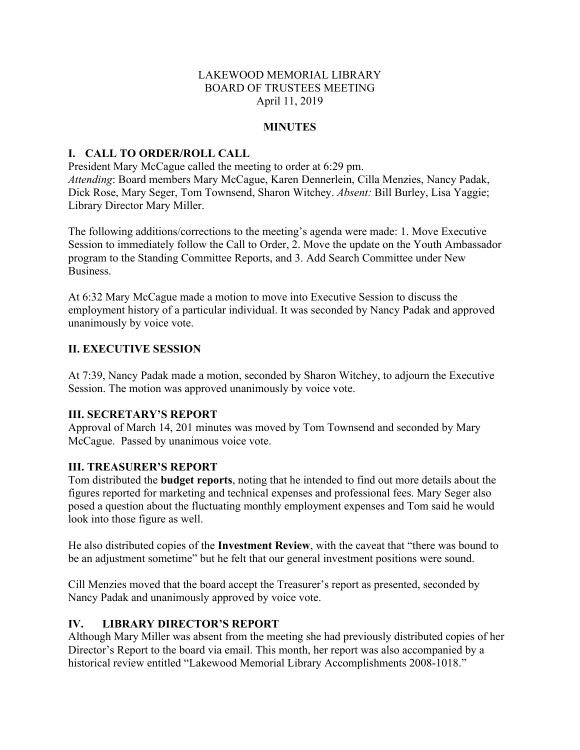LAKEWOOD MEMORIAL LIBRARY
BOARD OF TRUSTEES MEETING
April 11, 2019

**MINUTES**

## I. CALL TO ORDER/ROLL CALL

President Mary McCague called the meeting to order at 6:29 pm.
*Attending*: Board members Mary McCague, Karen Dennerlein, Cilla Menzies, Nancy Padak, Dick Rose, Mary Seger, Tom Townsend, Sharon Witchey. *Absent:* Bill Burley, Lisa Yaggie; Library Director Mary Miller.

The following additions/corrections to the meeting's agenda were made: 1. Move Executive Session to immediately follow the Call to Order, 2. Move the update on the Youth Ambassador program to the Standing Committee Reports, and 3. Add Search Committee under New Business.

At 6:32 Mary McCague made a motion to move into Executive Session to discuss the employment history of a particular individual. It was seconded by Nancy Padak and approved unanimously by voice vote.

## II. EXECUTIVE SESSION

At 7:39, Nancy Padak made a motion, seconded by Sharon Witchey, to adjourn the Executive Session. The motion was approved unanimously by voice vote.

## III. SECRETARY'S REPORT

Approval of March 14, 201 minutes was moved by Tom Townsend and seconded by Mary McCague. Passed by unanimous voice vote.

## III. TREASURER'S REPORT

Tom distributed the **budget reports**, noting that he intended to find out more details about the figures reported for marketing and technical expenses and professional fees. Mary Seger also posed a question about the fluctuating monthly employment expenses and Tom said he would look into those figure as well.

He also distributed copies of the **Investment Review**, with the caveat that "there was bound to be an adjustment sometime" but he felt that our general investment positions were sound.

Cill Menzies moved that the board accept the Treasurer's report as presented, seconded by Nancy Padak and unanimously approved by voice vote.

## IV. LIBRARY DIRECTOR'S REPORT

Although Mary Miller was absent from the meeting she had previously distributed copies of her Director's Report to the board via email. This month, her report was also accompanied by a historical review entitled "Lakewood Memorial Library Accomplishments 2008-1018."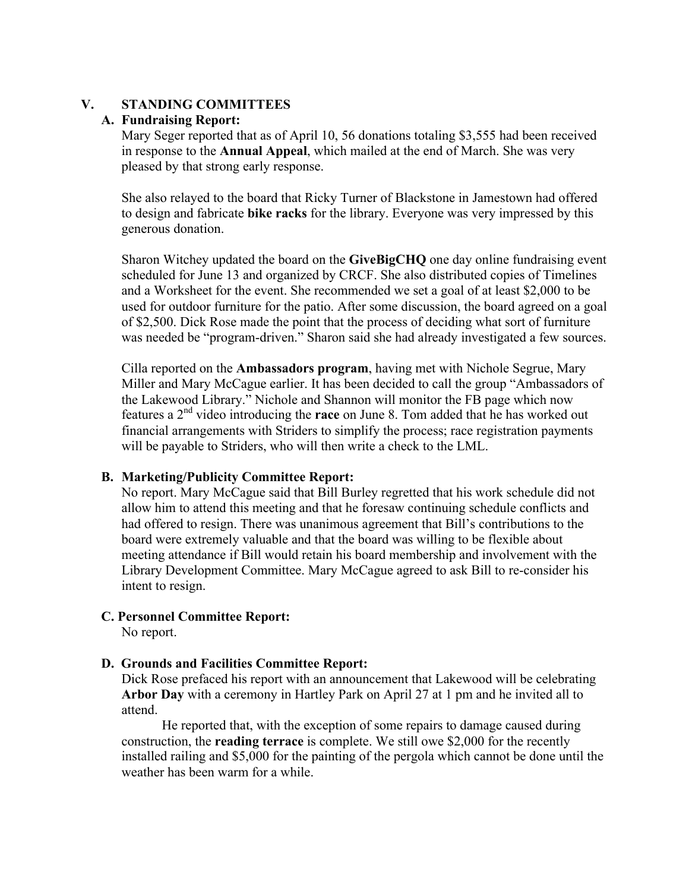## V. STANDING COMMITTEES

### A. Fundraising Report:

Mary Seger reported that as of April 10, 56 donations totaling $3,555 had been received in response to the **Annual Appeal**, which mailed at the end of March. She was very pleased by that strong early response.

She also relayed to the board that Ricky Turner of Blackstone in Jamestown had offered to design and fabricate **bike racks** for the library. Everyone was very impressed by this generous donation.

Sharon Witchey updated the board on the **GiveBigCHQ** one day online fundraising event scheduled for June 13 and organized by CRCF. She also distributed copies of Timelines and a Worksheet for the event. She recommended we set a goal of at least $2,000 to be used for outdoor furniture for the patio. After some discussion, the board agreed on a goal of $2,500. Dick Rose made the point that the process of deciding what sort of furniture was needed be "program-driven." Sharon said she had already investigated a few sources.

Cilla reported on the **Ambassadors program**, having met with Nichole Segrue, Mary Miller and Mary McCague earlier. It has been decided to call the group "Ambassadors of the Lakewood Library." Nichole and Shannon will monitor the FB page which now features a 2nd video introducing the **race** on June 8. Tom added that he has worked out financial arrangements with Striders to simplify the process; race registration payments will be payable to Striders, who will then write a check to the LML.

### B. Marketing/Publicity Committee Report:

No report. Mary McCague said that Bill Burley regretted that his work schedule did not allow him to attend this meeting and that he foresaw continuing schedule conflicts and had offered to resign. There was unanimous agreement that Bill's contributions to the board were extremely valuable and that the board was willing to be flexible about meeting attendance if Bill would retain his board membership and involvement with the Library Development Committee. Mary McCague agreed to ask Bill to re-consider his intent to resign.

### C. Personnel Committee Report:

No report.

### D. Grounds and Facilities Committee Report:

Dick Rose prefaced his report with an announcement that Lakewood will be celebrating **Arbor Day** with a ceremony in Hartley Park on April 27 at 1 pm and he invited all to attend.

He reported that, with the exception of some repairs to damage caused during construction, the **reading terrace** is complete. We still owe $2,000 for the recently installed railing and $5,000 for the painting of the pergola which cannot be done until the weather has been warm for a while.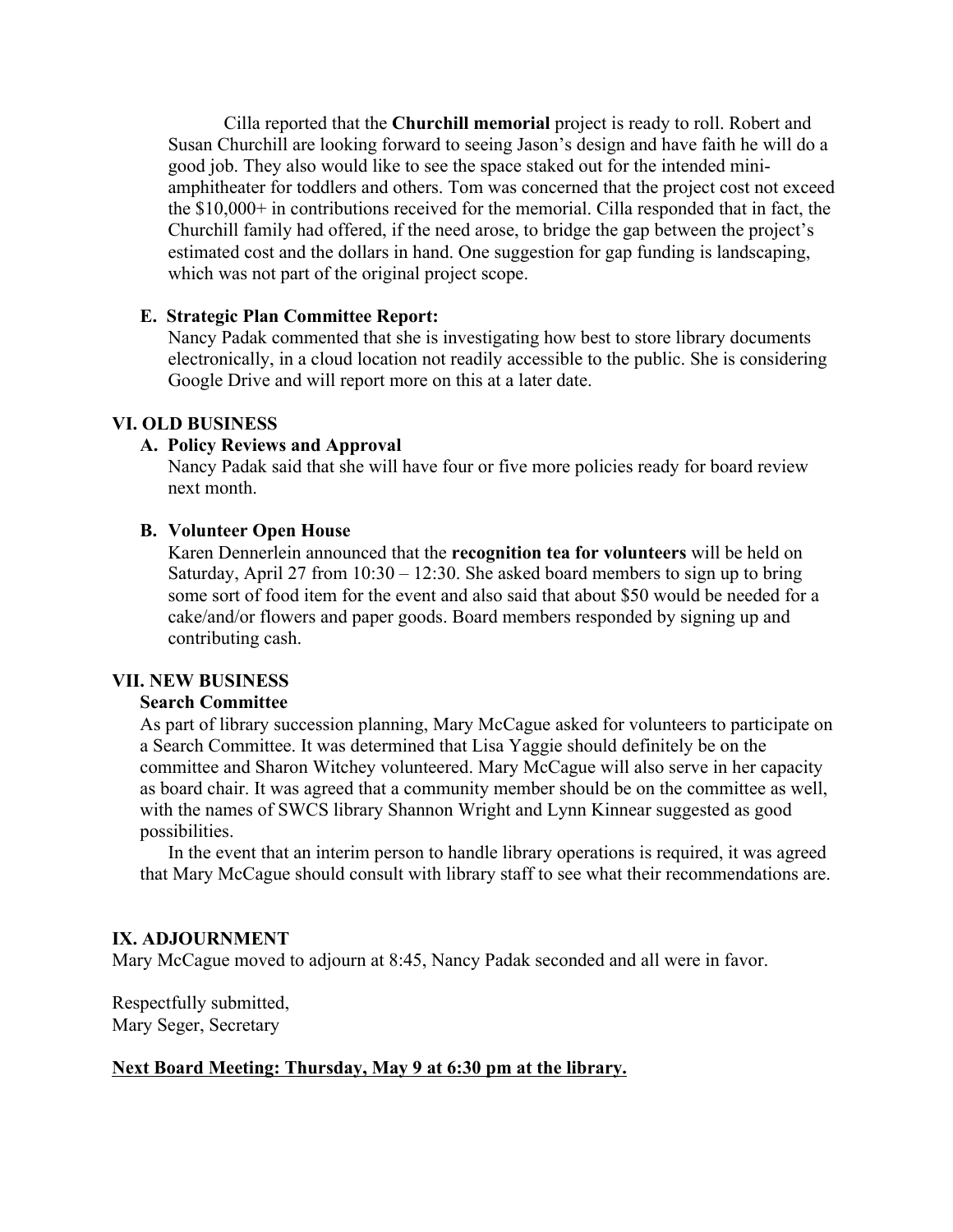Cilla reported that the **Churchill memorial** project is ready to roll. Robert and Susan Churchill are looking forward to seeing Jason's design and have faith he will do a good job. They also would like to see the space staked out for the intended mini-amphitheater for toddlers and others. Tom was concerned that the project cost not exceed the $10,000+ in contributions received for the memorial. Cilla responded that in fact, the Churchill family had offered, if the need arose, to bridge the gap between the project's estimated cost and the dollars in hand. One suggestion for gap funding is landscaping, which was not part of the original project scope.

**E. Strategic Plan Committee Report:**

Nancy Padak commented that she is investigating how best to store library documents electronically, in a cloud location not readily accessible to the public. She is considering Google Drive and will report more on this at a later date.

## VI. OLD BUSINESS

**A. Policy Reviews and Approval**

Nancy Padak said that she will have four or five more policies ready for board review next month.

**B. Volunteer Open House**

Karen Dennerlein announced that the **recognition tea for volunteers** will be held on Saturday, April 27 from 10:30 – 12:30. She asked board members to sign up to bring some sort of food item for the event and also said that about $50 would be needed for a cake/and/or flowers and paper goods. Board members responded by signing up and contributing cash.

## VII. NEW BUSINESS

**Search Committee**

As part of library succession planning, Mary McCague asked for volunteers to participate on a Search Committee. It was determined that Lisa Yaggie should definitely be on the committee and Sharon Witchey volunteered. Mary McCague will also serve in her capacity as board chair. It was agreed that a community member should be on the committee as well, with the names of SWCS library Shannon Wright and Lynn Kinnear suggested as good possibilities.

In the event that an interim person to handle library operations is required, it was agreed that Mary McCague should consult with library staff to see what their recommendations are.

## IX. ADJOURNMENT

Mary McCague moved to adjourn at 8:45, Nancy Padak seconded and all were in favor.

Respectfully submitted,
Mary Seger, Secretary

**Next Board Meeting: Thursday, May 9 at 6:30 pm at the library.**